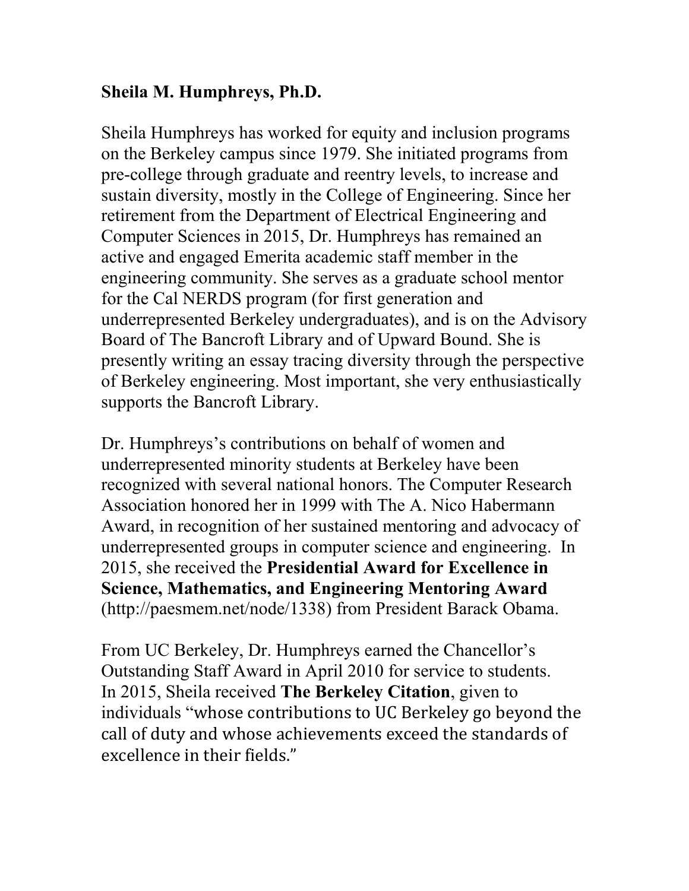**Sheila M. Humphreys, Ph.D.**

Sheila Humphreys has worked for equity and inclusion programs on the Berkeley campus since 1979. She initiated programs from pre-college through graduate and reentry levels, to increase and sustain diversity, mostly in the College of Engineering. Since her retirement from the Department of Electrical Engineering and Computer Sciences in 2015, Dr. Humphreys has remained an active and engaged Emerita academic staff member in the engineering community. She serves as a graduate school mentor for the Cal NERDS program (for first generation and underrepresented Berkeley undergraduates), and is on the Advisory Board of The Bancroft Library and of Upward Bound. She is presently writing an essay tracing diversity through the perspective of Berkeley engineering. Most important, she very enthusiastically supports the Bancroft Library.

Dr. Humphreys's contributions on behalf of women and underrepresented minority students at Berkeley have been recognized with several national honors. The Computer Research Association honored her in 1999 with The A. Nico Habermann Award, in recognition of her sustained mentoring and advocacy of underrepresented groups in computer science and engineering. In 2015, she received the **Presidential Award for Excellence in Science, Mathematics, and Engineering Mentoring Award** (http://paesmem.net/node/1338) from President Barack Obama.

From UC Berkeley, Dr. Humphreys earned the Chancellor's Outstanding Staff Award in April 2010 for service to students. In 2015, Sheila received **The Berkeley Citation**, given to individuals "whose contributions to UC Berkeley go beyond the call of duty and whose achievements exceed the standards of excellence in their fields."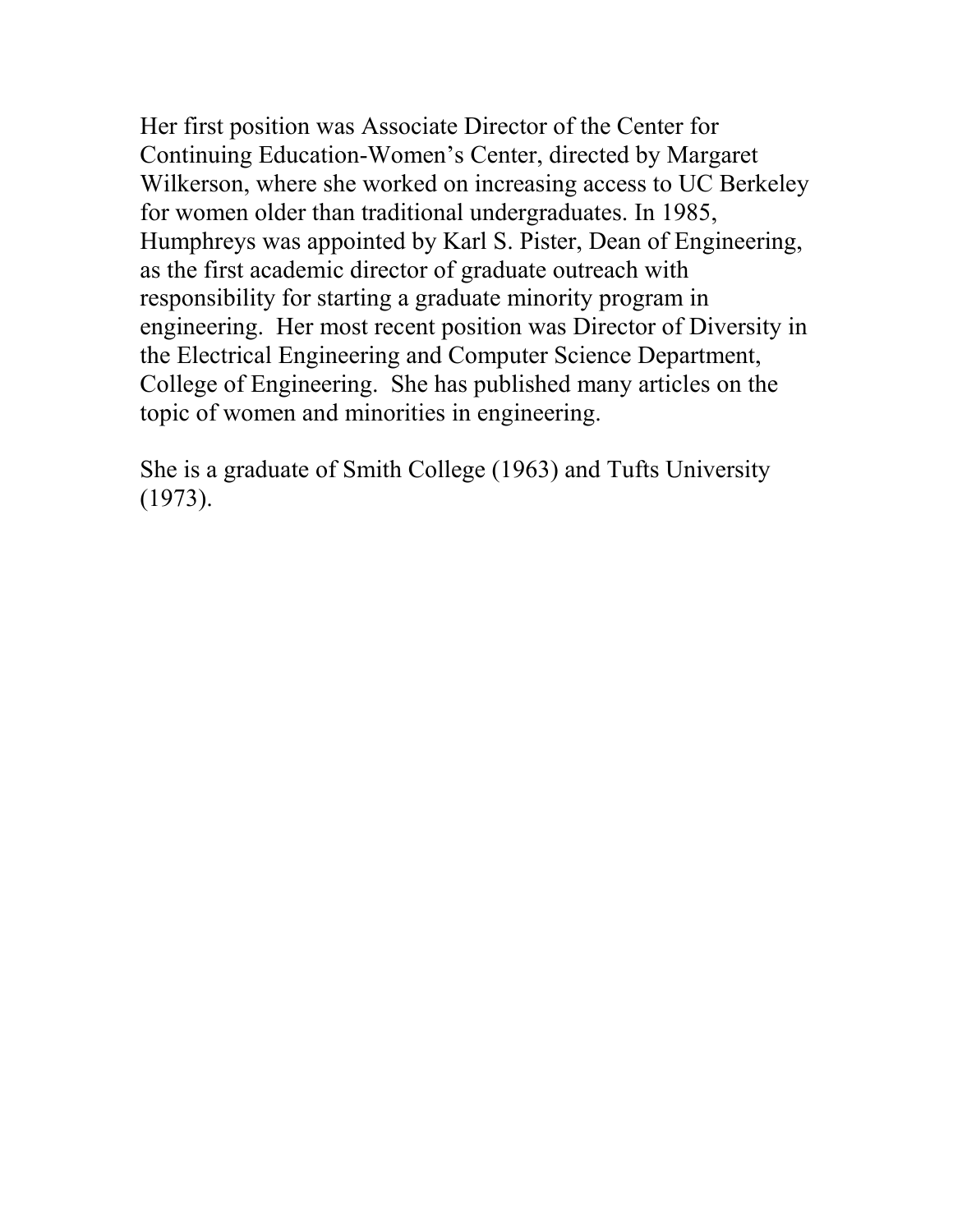Her first position was Associate Director of the Center for Continuing Education-Women's Center, directed by Margaret Wilkerson, where she worked on increasing access to UC Berkeley for women older than traditional undergraduates. In 1985, Humphreys was appointed by Karl S. Pister, Dean of Engineering, as the first academic director of graduate outreach with responsibility for starting a graduate minority program in engineering. Her most recent position was Director of Diversity in the Electrical Engineering and Computer Science Department, College of Engineering. She has published many articles on the topic of women and minorities in engineering.

She is a graduate of Smith College (1963) and Tufts University (1973).